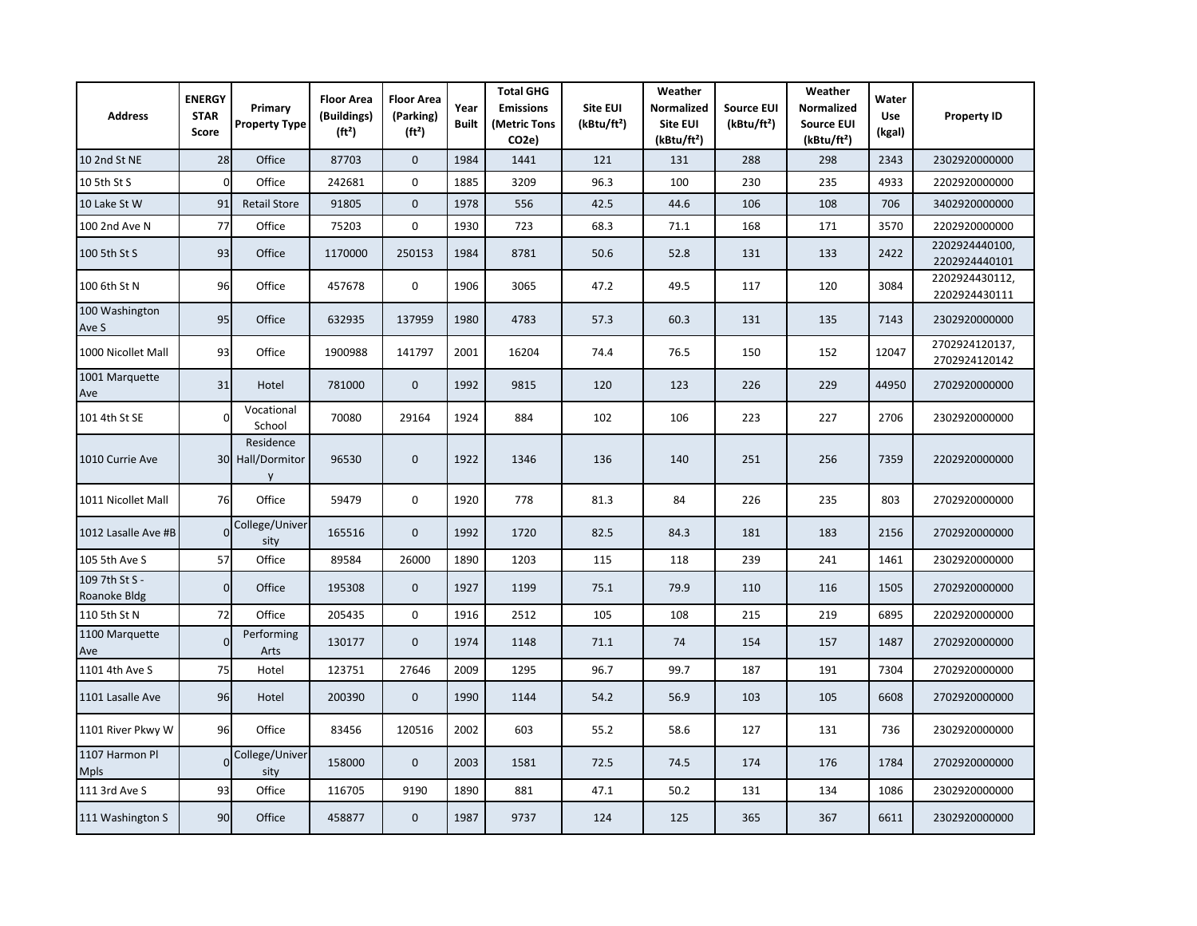| Address | ENERGY STAR Score | Primary Property Type | Floor Area (Buildings) (ft²) | Floor Area (Parking) (ft²) | Year Built | Total GHG Emissions (Metric Tons CO2e) | Site EUI (kBtu/ft²) | Weather Normalized Site EUI (kBtu/ft²) | Source EUI (kBtu/ft²) | Weather Normalized Source EUI (kBtu/ft²) | Water Use (kgal) | Property ID |
|---|---|---|---|---|---|---|---|---|---|---|---|---|
| 10 2nd St NE | 28 | Office | 87703 | 0 | 1984 | 1441 | 121 | 131 | 288 | 298 | 2343 | 2302920000000 |
| 10 5th St S | 0 | Office | 242681 | 0 | 1885 | 3209 | 96.3 | 100 | 230 | 235 | 4933 | 2202920000000 |
| 10 Lake St W | 91 | Retail Store | 91805 | 0 | 1978 | 556 | 42.5 | 44.6 | 106 | 108 | 706 | 3402920000000 |
| 100 2nd Ave N | 77 | Office | 75203 | 0 | 1930 | 723 | 68.3 | 71.1 | 168 | 171 | 3570 | 2202920000000 |
| 100 5th St S | 93 | Office | 1170000 | 250153 | 1984 | 8781 | 50.6 | 52.8 | 131 | 133 | 2422 | 2202924440100, 2202924440101 |
| 100 6th St N | 96 | Office | 457678 | 0 | 1906 | 3065 | 47.2 | 49.5 | 117 | 120 | 3084 | 2202924430112, 2202924430111 |
| 100 Washington Ave S | 95 | Office | 632935 | 137959 | 1980 | 4783 | 57.3 | 60.3 | 131 | 135 | 7143 | 2302920000000 |
| 1000 Nicollet Mall | 93 | Office | 1900988 | 141797 | 2001 | 16204 | 74.4 | 76.5 | 150 | 152 | 12047 | 2702924120137, 2702924120142 |
| 1001 Marquette Ave | 31 | Hotel | 781000 | 0 | 1992 | 9815 | 120 | 123 | 226 | 229 | 44950 | 2702920000000 |
| 101 4th St SE | 0 | Vocational School | 70080 | 29164 | 1924 | 884 | 102 | 106 | 223 | 227 | 2706 | 2302920000000 |
| 1010 Currie Ave | 30 | Residence Hall/Dormitory | 96530 | 0 | 1922 | 1346 | 136 | 140 | 251 | 256 | 7359 | 2202920000000 |
| 1011 Nicollet Mall | 76 | Office | 59479 | 0 | 1920 | 778 | 81.3 | 84 | 226 | 235 | 803 | 2702920000000 |
| 1012 Lasalle Ave #B | 0 | College/University | 165516 | 0 | 1992 | 1720 | 82.5 | 84.3 | 181 | 183 | 2156 | 2702920000000 |
| 105 5th Ave S | 57 | Office | 89584 | 26000 | 1890 | 1203 | 115 | 118 | 239 | 241 | 1461 | 2302920000000 |
| 109 7th St S - Roanoke Bldg | 0 | Office | 195308 | 0 | 1927 | 1199 | 75.1 | 79.9 | 110 | 116 | 1505 | 2702920000000 |
| 110 5th St N | 72 | Office | 205435 | 0 | 1916 | 2512 | 105 | 108 | 215 | 219 | 6895 | 2202920000000 |
| 1100 Marquette Ave | 0 | Performing Arts | 130177 | 0 | 1974 | 1148 | 71.1 | 74 | 154 | 157 | 1487 | 2702920000000 |
| 1101 4th Ave S | 75 | Hotel | 123751 | 27646 | 2009 | 1295 | 96.7 | 99.7 | 187 | 191 | 7304 | 2702920000000 |
| 1101 Lasalle Ave | 96 | Hotel | 200390 | 0 | 1990 | 1144 | 54.2 | 56.9 | 103 | 105 | 6608 | 2702920000000 |
| 1101 River Pkwy W | 96 | Office | 83456 | 120516 | 2002 | 603 | 55.2 | 58.6 | 127 | 131 | 736 | 2302920000000 |
| 1107 Harmon Pl Mpls | 0 | College/University | 158000 | 0 | 2003 | 1581 | 72.5 | 74.5 | 174 | 176 | 1784 | 2702920000000 |
| 111 3rd Ave S | 93 | Office | 116705 | 9190 | 1890 | 881 | 47.1 | 50.2 | 131 | 134 | 1086 | 2302920000000 |
| 111 Washington S | 90 | Office | 458877 | 0 | 1987 | 9737 | 124 | 125 | 365 | 367 | 6611 | 2302920000000 |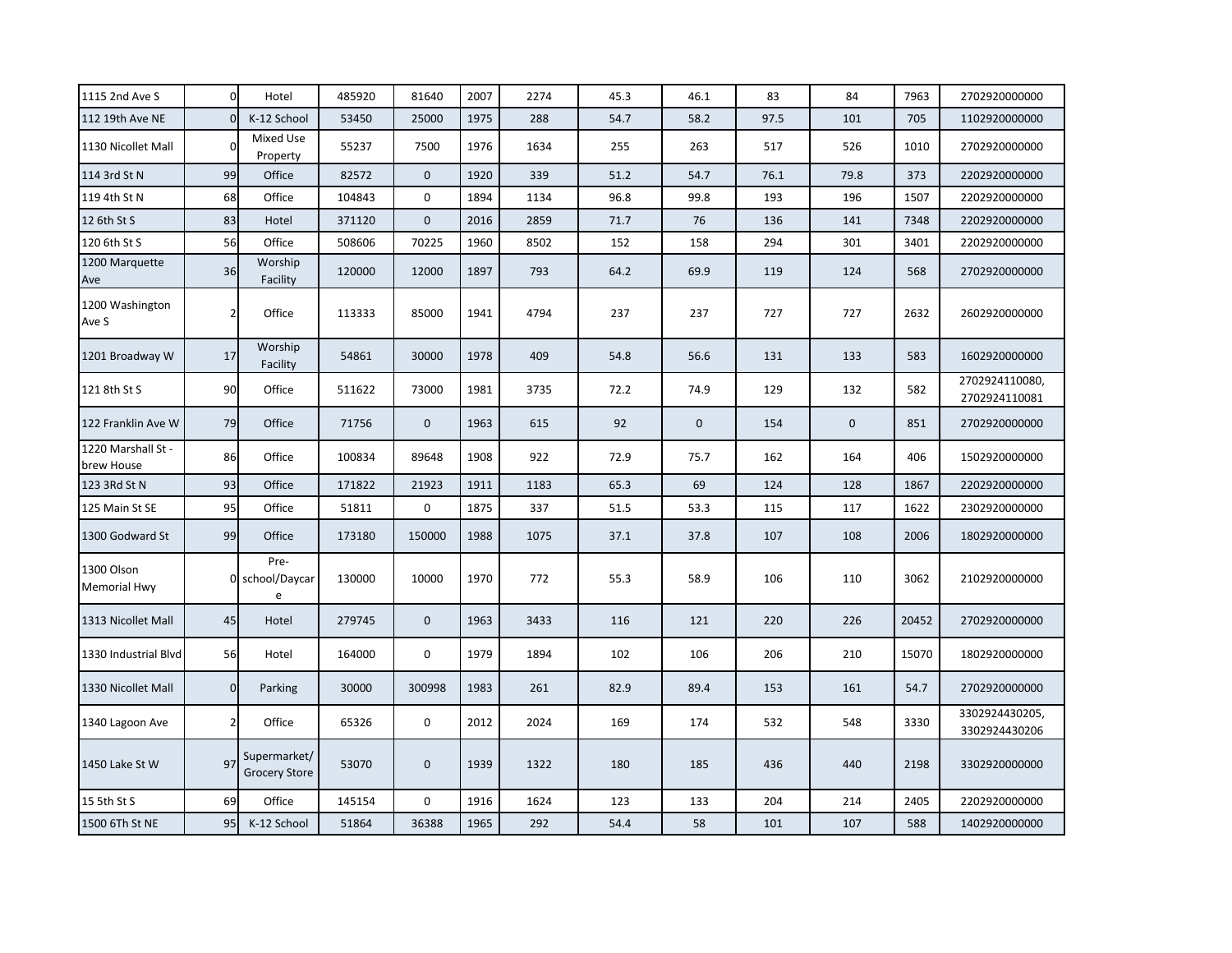| | | | | | | | | | | | | |
|---|---|---|---|---|---|---|---|---|---|---|---|---|
| 1115 2nd Ave S | 0 | Hotel | 485920 | 81640 | 2007 | 2274 | 45.3 | 46.1 | 83 | 84 | 7963 | 2702920000000 |
| 112 19th Ave NE | 0 | K-12 School | 53450 | 25000 | 1975 | 288 | 54.7 | 58.2 | 97.5 | 101 | 705 | 1102920000000 |
| 1130 Nicollet Mall | 0 | Mixed Use Property | 55237 | 7500 | 1976 | 1634 | 255 | 263 | 517 | 526 | 1010 | 2702920000000 |
| 114 3rd St N | 99 | Office | 82572 | 0 | 1920 | 339 | 51.2 | 54.7 | 76.1 | 79.8 | 373 | 2202920000000 |
| 119 4th St N | 68 | Office | 104843 | 0 | 1894 | 1134 | 96.8 | 99.8 | 193 | 196 | 1507 | 2202920000000 |
| 12 6th St S | 83 | Hotel | 371120 | 0 | 2016 | 2859 | 71.7 | 76 | 136 | 141 | 7348 | 2202920000000 |
| 120 6th St S | 56 | Office | 508606 | 70225 | 1960 | 8502 | 152 | 158 | 294 | 301 | 3401 | 2202920000000 |
| 1200 Marquette Ave | 36 | Worship Facility | 120000 | 12000 | 1897 | 793 | 64.2 | 69.9 | 119 | 124 | 568 | 2702920000000 |
| 1200 Washington Ave S | 2 | Office | 113333 | 85000 | 1941 | 4794 | 237 | 237 | 727 | 727 | 2632 | 2602920000000 |
| 1201 Broadway W | 17 | Worship Facility | 54861 | 30000 | 1978 | 409 | 54.8 | 56.6 | 131 | 133 | 583 | 1602920000000 |
| 121 8th St S | 90 | Office | 511622 | 73000 | 1981 | 3735 | 72.2 | 74.9 | 129 | 132 | 582 | 2702924110080, 2702924110081 |
| 122 Franklin Ave W | 79 | Office | 71756 | 0 | 1963 | 615 | 92 | 0 | 154 | 0 | 851 | 2702920000000 |
| 1220 Marshall St - brew House | 86 | Office | 100834 | 89648 | 1908 | 922 | 72.9 | 75.7 | 162 | 164 | 406 | 1502920000000 |
| 123 3Rd St N | 93 | Office | 171822 | 21923 | 1911 | 1183 | 65.3 | 69 | 124 | 128 | 1867 | 2202920000000 |
| 125 Main St SE | 95 | Office | 51811 | 0 | 1875 | 337 | 51.5 | 53.3 | 115 | 117 | 1622 | 2302920000000 |
| 1300 Godward St | 99 | Office | 173180 | 150000 | 1988 | 1075 | 37.1 | 37.8 | 107 | 108 | 2006 | 1802920000000 |
| 1300 Olson Memorial Hwy | 0 | Pre-school/Daycare | 130000 | 10000 | 1970 | 772 | 55.3 | 58.9 | 106 | 110 | 3062 | 2102920000000 |
| 1313 Nicollet Mall | 45 | Hotel | 279745 | 0 | 1963 | 3433 | 116 | 121 | 220 | 226 | 20452 | 2702920000000 |
| 1330 Industrial Blvd | 56 | Hotel | 164000 | 0 | 1979 | 1894 | 102 | 106 | 206 | 210 | 15070 | 1802920000000 |
| 1330 Nicollet Mall | 0 | Parking | 30000 | 300998 | 1983 | 261 | 82.9 | 89.4 | 153 | 161 | 54.7 | 2702920000000 |
| 1340 Lagoon Ave | 2 | Office | 65326 | 0 | 2012 | 2024 | 169 | 174 | 532 | 548 | 3330 | 3302924430205, 3302924430206 |
| 1450 Lake St W | 97 | Supermarket/ Grocery Store | 53070 | 0 | 1939 | 1322 | 180 | 185 | 436 | 440 | 2198 | 3302920000000 |
| 15 5th St S | 69 | Office | 145154 | 0 | 1916 | 1624 | 123 | 133 | 204 | 214 | 2405 | 2202920000000 |
| 1500 6Th St NE | 95 | K-12 School | 51864 | 36388 | 1965 | 292 | 54.4 | 58 | 101 | 107 | 588 | 1402920000000 |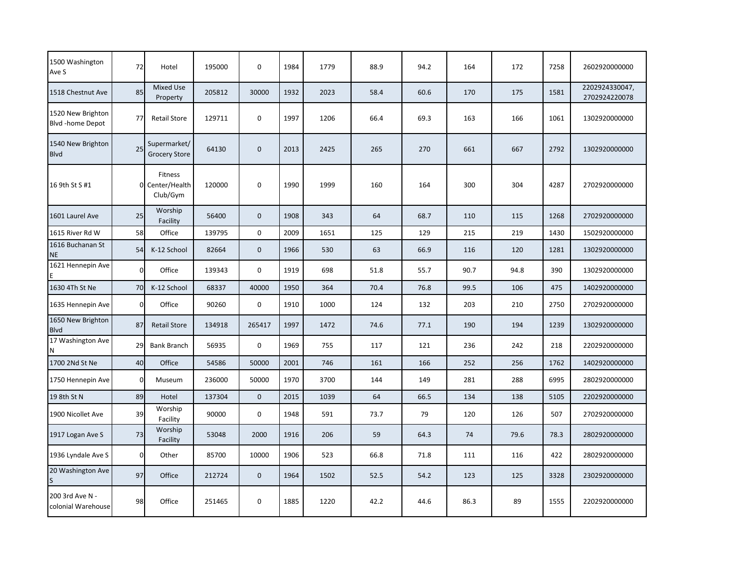| | | | | | | | | | | | | |
|---|---|---|---|---|---|---|---|---|---|---|---|---|
| 1500 Washington Ave S | 72 | Hotel | 195000 | 0 | 1984 | 1779 | 88.9 | 94.2 | 164 | 172 | 7258 | 2602920000000 |
| 1518 Chestnut Ave | 85 | Mixed Use Property | 205812 | 30000 | 1932 | 2023 | 58.4 | 60.6 | 170 | 175 | 1581 | 2202924330047, 2702924220078 |
| 1520 New Brighton Blvd -home Depot | 77 | Retail Store | 129711 | 0 | 1997 | 1206 | 66.4 | 69.3 | 163 | 166 | 1061 | 1302920000000 |
| 1540 New Brighton Blvd | 25 | Supermarket/ Grocery Store | 64130 | 0 | 2013 | 2425 | 265 | 270 | 661 | 667 | 2792 | 1302920000000 |
| 16 9th St S #1 | 0 | Fitness Center/Health Club/Gym | 120000 | 0 | 1990 | 1999 | 160 | 164 | 300 | 304 | 4287 | 2702920000000 |
| 1601 Laurel Ave | 25 | Worship Facility | 56400 | 0 | 1908 | 343 | 64 | 68.7 | 110 | 115 | 1268 | 2702920000000 |
| 1615 River Rd W | 58 | Office | 139795 | 0 | 2009 | 1651 | 125 | 129 | 215 | 219 | 1430 | 1502920000000 |
| 1616 Buchanan St NE | 54 | K-12 School | 82664 | 0 | 1966 | 530 | 63 | 66.9 | 116 | 120 | 1281 | 1302920000000 |
| 1621 Hennepin Ave E | 0 | Office | 139343 | 0 | 1919 | 698 | 51.8 | 55.7 | 90.7 | 94.8 | 390 | 1302920000000 |
| 1630 4Th St Ne | 70 | K-12 School | 68337 | 40000 | 1950 | 364 | 70.4 | 76.8 | 99.5 | 106 | 475 | 1402920000000 |
| 1635 Hennepin Ave | 0 | Office | 90260 | 0 | 1910 | 1000 | 124 | 132 | 203 | 210 | 2750 | 2702920000000 |
| 1650 New Brighton Blvd | 87 | Retail Store | 134918 | 265417 | 1997 | 1472 | 74.6 | 77.1 | 190 | 194 | 1239 | 1302920000000 |
| 17 Washington Ave N | 29 | Bank Branch | 56935 | 0 | 1969 | 755 | 117 | 121 | 236 | 242 | 218 | 2202920000000 |
| 1700 2Nd St Ne | 40 | Office | 54586 | 50000 | 2001 | 746 | 161 | 166 | 252 | 256 | 1762 | 1402920000000 |
| 1750 Hennepin Ave | 0 | Museum | 236000 | 50000 | 1970 | 3700 | 144 | 149 | 281 | 288 | 6995 | 2802920000000 |
| 19 8th St N | 89 | Hotel | 137304 | 0 | 2015 | 1039 | 64 | 66.5 | 134 | 138 | 5105 | 2202920000000 |
| 1900 Nicollet Ave | 39 | Worship Facility | 90000 | 0 | 1948 | 591 | 73.7 | 79 | 120 | 126 | 507 | 2702920000000 |
| 1917 Logan Ave S | 73 | Worship Facility | 53048 | 2000 | 1916 | 206 | 59 | 64.3 | 74 | 79.6 | 78.3 | 2802920000000 |
| 1936 Lyndale Ave S | 0 | Other | 85700 | 10000 | 1906 | 523 | 66.8 | 71.8 | 111 | 116 | 422 | 2802920000000 |
| 20 Washington Ave S | 97 | Office | 212724 | 0 | 1964 | 1502 | 52.5 | 54.2 | 123 | 125 | 3328 | 2302920000000 |
| 200 3rd Ave N - colonial Warehouse | 98 | Office | 251465 | 0 | 1885 | 1220 | 42.2 | 44.6 | 86.3 | 89 | 1555 | 2202920000000 |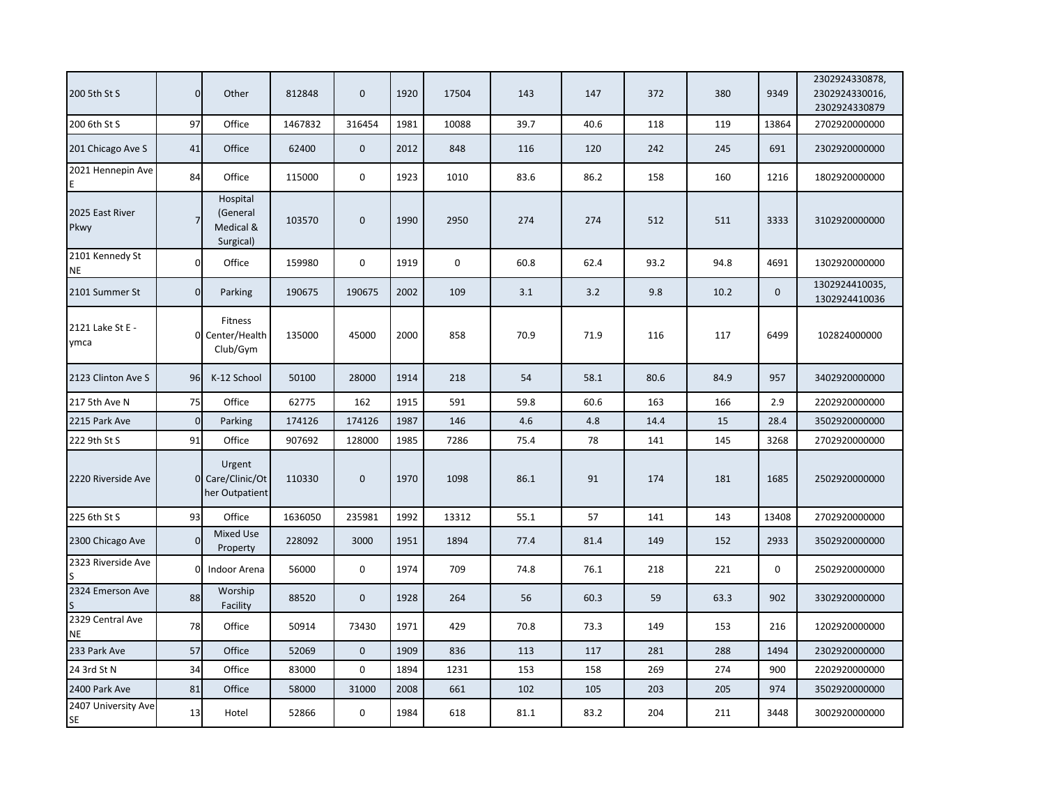| | | | | | | | | | | | | |
|---|---|---|---|---|---|---|---|---|---|---|---|---|
| 200 5th St S | 0 | Other | 812848 | 0 | 1920 | 17504 | 143 | 147 | 372 | 380 | 9349 | 2302924330878, 2302924330016, 2302924330879 |
| 200 6th St S | 97 | Office | 1467832 | 316454 | 1981 | 10088 | 39.7 | 40.6 | 118 | 119 | 13864 | 2702920000000 |
| 201 Chicago Ave S | 41 | Office | 62400 | 0 | 2012 | 848 | 116 | 120 | 242 | 245 | 691 | 2302920000000 |
| 2021 Hennepin Ave E | 84 | Office | 115000 | 0 | 1923 | 1010 | 83.6 | 86.2 | 158 | 160 | 1216 | 1802920000000 |
| 2025 East River Pkwy | 7 | Hospital (General Medical & Surgical) | 103570 | 0 | 1990 | 2950 | 274 | 274 | 512 | 511 | 3333 | 3102920000000 |
| 2101 Kennedy St NE | 0 | Office | 159980 | 0 | 1919 | 0 | 60.8 | 62.4 | 93.2 | 94.8 | 4691 | 1302920000000 |
| 2101 Summer St | 0 | Parking | 190675 | 190675 | 2002 | 109 | 3.1 | 3.2 | 9.8 | 10.2 | 0 | 1302924410035, 1302924410036 |
| 2121 Lake St E - ymca | 0 | Fitness Center/Health Club/Gym | 135000 | 45000 | 2000 | 858 | 70.9 | 71.9 | 116 | 117 | 6499 | 102824000000 |
| 2123 Clinton Ave S | 96 | K-12 School | 50100 | 28000 | 1914 | 218 | 54 | 58.1 | 80.6 | 84.9 | 957 | 3402920000000 |
| 217 5th Ave N | 75 | Office | 62775 | 162 | 1915 | 591 | 59.8 | 60.6 | 163 | 166 | 2.9 | 2202920000000 |
| 2215 Park Ave | 0 | Parking | 174126 | 174126 | 1987 | 146 | 4.6 | 4.8 | 14.4 | 15 | 28.4 | 3502920000000 |
| 222 9th St S | 91 | Office | 907692 | 128000 | 1985 | 7286 | 75.4 | 78 | 141 | 145 | 3268 | 2702920000000 |
| 2220 Riverside Ave | 0 | Urgent Care/Clinic/Other Outpatient | 110330 | 0 | 1970 | 1098 | 86.1 | 91 | 174 | 181 | 1685 | 2502920000000 |
| 225 6th St S | 93 | Office | 1636050 | 235981 | 1992 | 13312 | 55.1 | 57 | 141 | 143 | 13408 | 2702920000000 |
| 2300 Chicago Ave | 0 | Mixed Use Property | 228092 | 3000 | 1951 | 1894 | 77.4 | 81.4 | 149 | 152 | 2933 | 3502920000000 |
| 2323 Riverside Ave S | 0 | Indoor Arena | 56000 | 0 | 1974 | 709 | 74.8 | 76.1 | 218 | 221 | 0 | 2502920000000 |
| 2324 Emerson Ave S | 88 | Worship Facility | 88520 | 0 | 1928 | 264 | 56 | 60.3 | 59 | 63.3 | 902 | 3302920000000 |
| 2329 Central Ave NE | 78 | Office | 50914 | 73430 | 1971 | 429 | 70.8 | 73.3 | 149 | 153 | 216 | 1202920000000 |
| 233 Park Ave | 57 | Office | 52069 | 0 | 1909 | 836 | 113 | 117 | 281 | 288 | 1494 | 2302920000000 |
| 24 3rd St N | 34 | Office | 83000 | 0 | 1894 | 1231 | 153 | 158 | 269 | 274 | 900 | 2202920000000 |
| 2400 Park Ave | 81 | Office | 58000 | 31000 | 2008 | 661 | 102 | 105 | 203 | 205 | 974 | 3502920000000 |
| 2407 University Ave SE | 13 | Hotel | 52866 | 0 | 1984 | 618 | 81.1 | 83.2 | 204 | 211 | 3448 | 3002920000000 |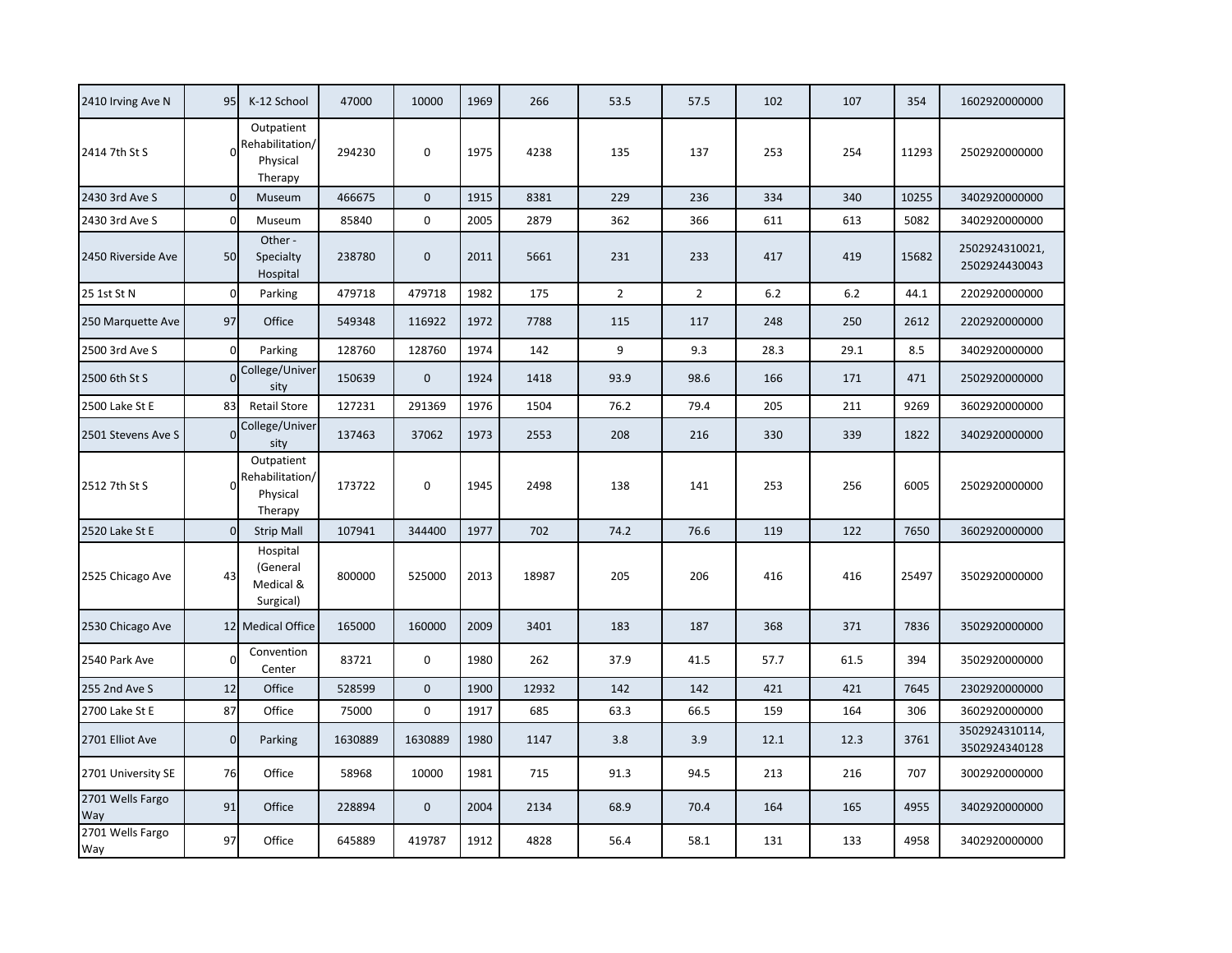| | | | | | | | | | | | | |
|---|---|---|---|---|---|---|---|---|---|---|---|---|
| 2410 Irving Ave N | 95 | K-12 School | 47000 | 10000 | 1969 | 266 | 53.5 | 57.5 | 102 | 107 | 354 | 1602920000000 |
| 2414 7th St S | 0 | Outpatient Rehabilitation/ Physical Therapy | 294230 | 0 | 1975 | 4238 | 135 | 137 | 253 | 254 | 11293 | 2502920000000 |
| 2430 3rd Ave S | 0 | Museum | 466675 | 0 | 1915 | 8381 | 229 | 236 | 334 | 340 | 10255 | 3402920000000 |
| 2430 3rd Ave S | 0 | Museum | 85840 | 0 | 2005 | 2879 | 362 | 366 | 611 | 613 | 5082 | 3402920000000 |
| 2450 Riverside Ave | 50 | Other - Specialty Hospital | 238780 | 0 | 2011 | 5661 | 231 | 233 | 417 | 419 | 15682 | 2502924310021, 2502924430043 |
| 25 1st St N | 0 | Parking | 479718 | 479718 | 1982 | 175 | 2 | 2 | 6.2 | 6.2 | 44.1 | 2202920000000 |
| 250 Marquette Ave | 97 | Office | 549348 | 116922 | 1972 | 7788 | 115 | 117 | 248 | 250 | 2612 | 2202920000000 |
| 2500 3rd Ave S | 0 | Parking | 128760 | 128760 | 1974 | 142 | 9 | 9.3 | 28.3 | 29.1 | 8.5 | 3402920000000 |
| 2500 6th St S | 0 | College/University | 150639 | 0 | 1924 | 1418 | 93.9 | 98.6 | 166 | 171 | 471 | 2502920000000 |
| 2500 Lake St E | 83 | Retail Store | 127231 | 291369 | 1976 | 1504 | 76.2 | 79.4 | 205 | 211 | 9269 | 3602920000000 |
| 2501 Stevens Ave S | 0 | College/University | 137463 | 37062 | 1973 | 2553 | 208 | 216 | 330 | 339 | 1822 | 3402920000000 |
| 2512 7th St S | 0 | Outpatient Rehabilitation/ Physical Therapy | 173722 | 0 | 1945 | 2498 | 138 | 141 | 253 | 256 | 6005 | 2502920000000 |
| 2520 Lake St E | 0 | Strip Mall | 107941 | 344400 | 1977 | 702 | 74.2 | 76.6 | 119 | 122 | 7650 | 3602920000000 |
| 2525 Chicago Ave | 43 | Hospital (General Medical & Surgical) | 800000 | 525000 | 2013 | 18987 | 205 | 206 | 416 | 416 | 25497 | 3502920000000 |
| 2530 Chicago Ave | 12 | Medical Office | 165000 | 160000 | 2009 | 3401 | 183 | 187 | 368 | 371 | 7836 | 3502920000000 |
| 2540 Park Ave | 0 | Convention Center | 83721 | 0 | 1980 | 262 | 37.9 | 41.5 | 57.7 | 61.5 | 394 | 3502920000000 |
| 255 2nd Ave S | 12 | Office | 528599 | 0 | 1900 | 12932 | 142 | 142 | 421 | 421 | 7645 | 2302920000000 |
| 2700 Lake St E | 87 | Office | 75000 | 0 | 1917 | 685 | 63.3 | 66.5 | 159 | 164 | 306 | 3602920000000 |
| 2701 Elliot Ave | 0 | Parking | 1630889 | 1630889 | 1980 | 1147 | 3.8 | 3.9 | 12.1 | 12.3 | 3761 | 3502924310114, 3502924340128 |
| 2701 University SE | 76 | Office | 58968 | 10000 | 1981 | 715 | 91.3 | 94.5 | 213 | 216 | 707 | 3002920000000 |
| 2701 Wells Fargo Way | 91 | Office | 228894 | 0 | 2004 | 2134 | 68.9 | 70.4 | 164 | 165 | 4955 | 3402920000000 |
| 2701 Wells Fargo Way | 97 | Office | 645889 | 419787 | 1912 | 4828 | 56.4 | 58.1 | 131 | 133 | 4958 | 3402920000000 |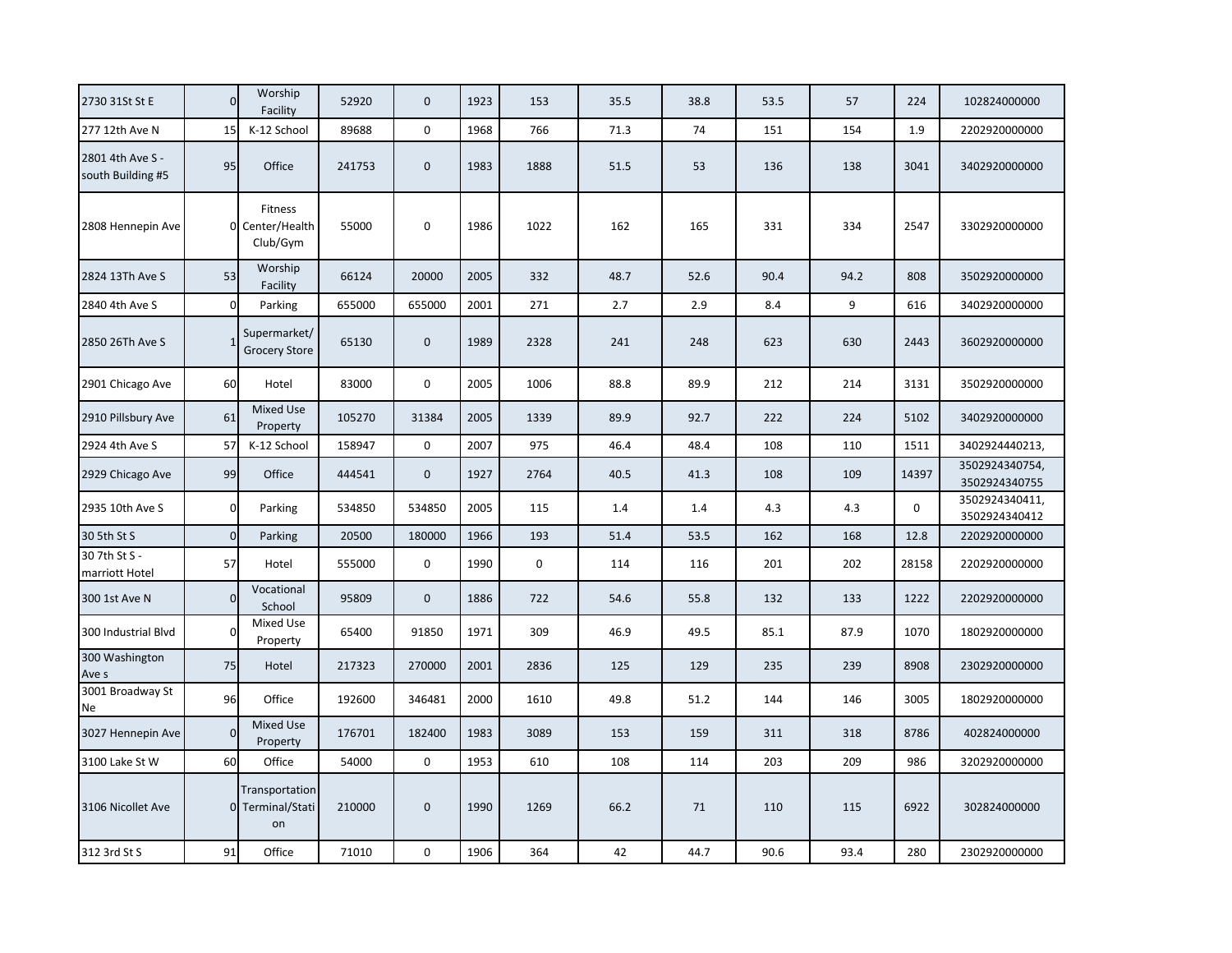| | | | | | | | | | | | | |
|---|---|---|---|---|---|---|---|---|---|---|---|---|
| 2730 31St St E | 0 | Worship Facility | 52920 | 0 | 1923 | 153 | 35.5 | 38.8 | 53.5 | 57 | 224 | 102824000000 |
| 277 12th Ave N | 15 | K-12 School | 89688 | 0 | 1968 | 766 | 71.3 | 74 | 151 | 154 | 1.9 | 2202920000000 |
| 2801 4th Ave S - south Building #5 | 95 | Office | 241753 | 0 | 1983 | 1888 | 51.5 | 53 | 136 | 138 | 3041 | 3402920000000 |
| 2808 Hennepin Ave | 0 | Fitness Center/Health Club/Gym | 55000 | 0 | 1986 | 1022 | 162 | 165 | 331 | 334 | 2547 | 3302920000000 |
| 2824 13Th Ave S | 53 | Worship Facility | 66124 | 20000 | 2005 | 332 | 48.7 | 52.6 | 90.4 | 94.2 | 808 | 3502920000000 |
| 2840 4th Ave S | 0 | Parking | 655000 | 655000 | 2001 | 271 | 2.7 | 2.9 | 8.4 | 9 | 616 | 3402920000000 |
| 2850 26Th Ave S | 1 | Supermarket/ Grocery Store | 65130 | 0 | 1989 | 2328 | 241 | 248 | 623 | 630 | 2443 | 3602920000000 |
| 2901 Chicago Ave | 60 | Hotel | 83000 | 0 | 2005 | 1006 | 88.8 | 89.9 | 212 | 214 | 3131 | 3502920000000 |
| 2910 Pillsbury Ave | 61 | Mixed Use Property | 105270 | 31384 | 2005 | 1339 | 89.9 | 92.7 | 222 | 224 | 5102 | 3402920000000 |
| 2924 4th Ave S | 57 | K-12 School | 158947 | 0 | 2007 | 975 | 46.4 | 48.4 | 108 | 110 | 1511 | 3402924440213, |
| 2929 Chicago Ave | 99 | Office | 444541 | 0 | 1927 | 2764 | 40.5 | 41.3 | 108 | 109 | 14397 | 3502924340754, 3502924340755 |
| 2935 10th Ave S | 0 | Parking | 534850 | 534850 | 2005 | 115 | 1.4 | 1.4 | 4.3 | 4.3 | 0 | 3502924340411, 3502924340412 |
| 30 5th St S | 0 | Parking | 20500 | 180000 | 1966 | 193 | 51.4 | 53.5 | 162 | 168 | 12.8 | 2202920000000 |
| 30 7th St S - marriott Hotel | 57 | Hotel | 555000 | 0 | 1990 | 0 | 114 | 116 | 201 | 202 | 28158 | 2202920000000 |
| 300 1st Ave N | 0 | Vocational School | 95809 | 0 | 1886 | 722 | 54.6 | 55.8 | 132 | 133 | 1222 | 2202920000000 |
| 300 Industrial Blvd | 0 | Mixed Use Property | 65400 | 91850 | 1971 | 309 | 46.9 | 49.5 | 85.1 | 87.9 | 1070 | 1802920000000 |
| 300 Washington Ave s | 75 | Hotel | 217323 | 270000 | 2001 | 2836 | 125 | 129 | 235 | 239 | 8908 | 2302920000000 |
| 3001 Broadway St Ne | 96 | Office | 192600 | 346481 | 2000 | 1610 | 49.8 | 51.2 | 144 | 146 | 3005 | 1802920000000 |
| 3027 Hennepin Ave | 0 | Mixed Use Property | 176701 | 182400 | 1983 | 3089 | 153 | 159 | 311 | 318 | 8786 | 402824000000 |
| 3100 Lake St W | 60 | Office | 54000 | 0 | 1953 | 610 | 108 | 114 | 203 | 209 | 986 | 3202920000000 |
| 3106 Nicollet Ave | 0 | Transportation Terminal/Station | 210000 | 0 | 1990 | 1269 | 66.2 | 71 | 110 | 115 | 6922 | 302824000000 |
| 312 3rd St S | 91 | Office | 71010 | 0 | 1906 | 364 | 42 | 44.7 | 90.6 | 93.4 | 280 | 2302920000000 |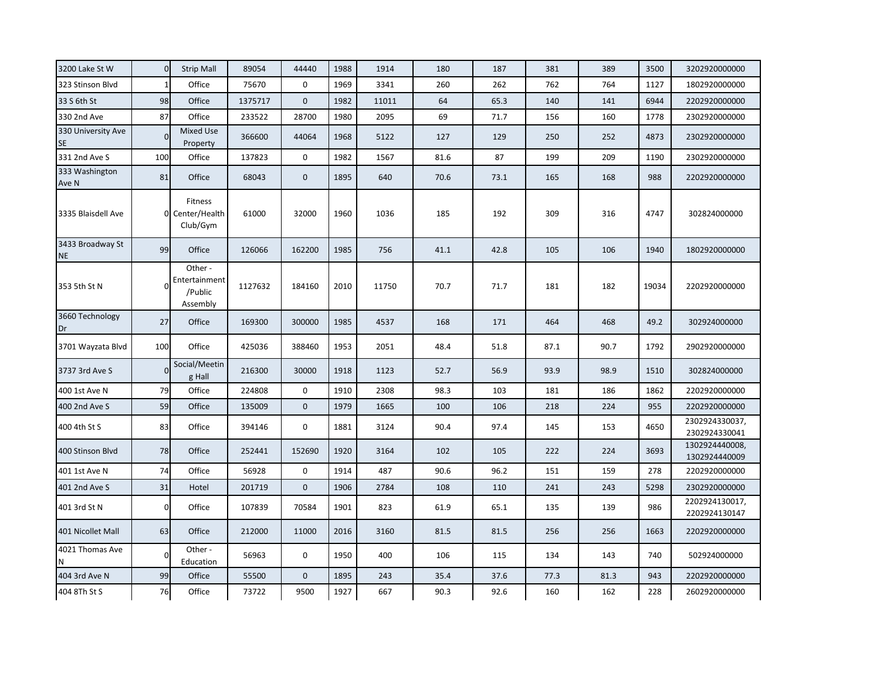| | | | | | | | | | | | | |
|---|---|---|---|---|---|---|---|---|---|---|---|---|
| 3200 Lake St W | 0 | Strip Mall | 89054 | 44440 | 1988 | 1914 | 180 | 187 | 381 | 389 | 3500 | 3202920000000 |
| 323 Stinson Blvd | 1 | Office | 75670 | 0 | 1969 | 3341 | 260 | 262 | 762 | 764 | 1127 | 1802920000000 |
| 33 S 6th St | 98 | Office | 1375717 | 0 | 1982 | 11011 | 64 | 65.3 | 140 | 141 | 6944 | 2202920000000 |
| 330 2nd Ave | 87 | Office | 233522 | 28700 | 1980 | 2095 | 69 | 71.7 | 156 | 160 | 1778 | 2302920000000 |
| 330 University Ave SE | 0 | Mixed Use Property | 366600 | 44064 | 1968 | 5122 | 127 | 129 | 250 | 252 | 4873 | 2302920000000 |
| 331 2nd Ave S | 100 | Office | 137823 | 0 | 1982 | 1567 | 81.6 | 87 | 199 | 209 | 1190 | 2302920000000 |
| 333 Washington Ave N | 81 | Office | 68043 | 0 | 1895 | 640 | 70.6 | 73.1 | 165 | 168 | 988 | 2202920000000 |
| 3335 Blaisdell Ave | 0 | Fitness Center/Health Club/Gym | 61000 | 32000 | 1960 | 1036 | 185 | 192 | 309 | 316 | 4747 | 302824000000 |
| 3433 Broadway St NE | 99 | Office | 126066 | 162200 | 1985 | 756 | 41.1 | 42.8 | 105 | 106 | 1940 | 1802920000000 |
| 353 5th St N | 0 | Other - Entertainment /Public Assembly | 1127632 | 184160 | 2010 | 11750 | 70.7 | 71.7 | 181 | 182 | 19034 | 2202920000000 |
| 3660 Technology Dr | 27 | Office | 169300 | 300000 | 1985 | 4537 | 168 | 171 | 464 | 468 | 49.2 | 302924000000 |
| 3701 Wayzata Blvd | 100 | Office | 425036 | 388460 | 1953 | 2051 | 48.4 | 51.8 | 87.1 | 90.7 | 1792 | 2902920000000 |
| 3737 3rd Ave S | 0 | Social/Meeting Hall | 216300 | 30000 | 1918 | 1123 | 52.7 | 56.9 | 93.9 | 98.9 | 1510 | 302824000000 |
| 400 1st Ave N | 79 | Office | 224808 | 0 | 1910 | 2308 | 98.3 | 103 | 181 | 186 | 1862 | 2202920000000 |
| 400 2nd Ave S | 59 | Office | 135009 | 0 | 1979 | 1665 | 100 | 106 | 218 | 224 | 955 | 2202920000000 |
| 400 4th St S | 83 | Office | 394146 | 0 | 1881 | 3124 | 90.4 | 97.4 | 145 | 153 | 4650 | 2302924330037, 2302924330041 |
| 400 Stinson Blvd | 78 | Office | 252441 | 152690 | 1920 | 3164 | 102 | 105 | 222 | 224 | 3693 | 1302924440008, 1302924440009 |
| 401 1st Ave N | 74 | Office | 56928 | 0 | 1914 | 487 | 90.6 | 96.2 | 151 | 159 | 278 | 2202920000000 |
| 401 2nd Ave S | 31 | Hotel | 201719 | 0 | 1906 | 2784 | 108 | 110 | 241 | 243 | 5298 | 2302920000000 |
| 401 3rd St N | 0 | Office | 107839 | 70584 | 1901 | 823 | 61.9 | 65.1 | 135 | 139 | 986 | 2202924130017, 2202924130147 |
| 401 Nicollet Mall | 63 | Office | 212000 | 11000 | 2016 | 3160 | 81.5 | 81.5 | 256 | 256 | 1663 | 2202920000000 |
| 4021 Thomas Ave N | 0 | Other - Education | 56963 | 0 | 1950 | 400 | 106 | 115 | 134 | 143 | 740 | 502924000000 |
| 404 3rd Ave N | 99 | Office | 55500 | 0 | 1895 | 243 | 35.4 | 37.6 | 77.3 | 81.3 | 943 | 2202920000000 |
| 404 8Th St S | 76 | Office | 73722 | 9500 | 1927 | 667 | 90.3 | 92.6 | 160 | 162 | 228 | 2602920000000 |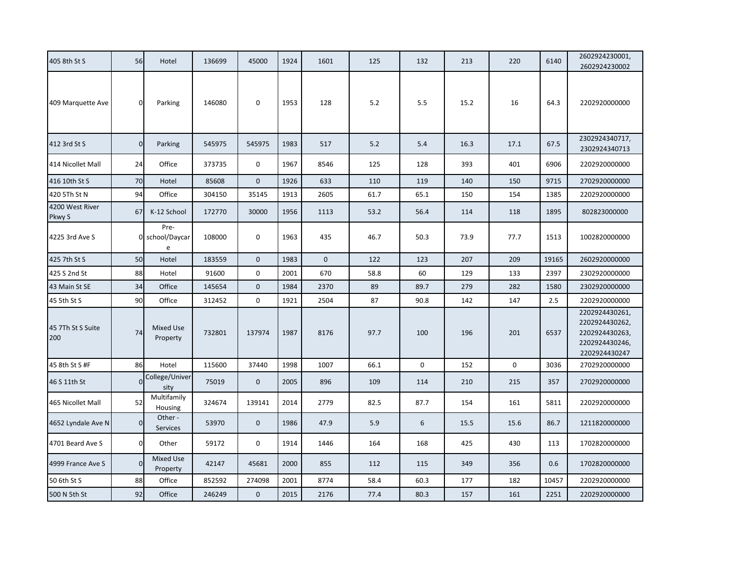| | | | | | | | | | | | | |
|---|---|---|---|---|---|---|---|---|---|---|---|---|
| 405 8th St S | 56 | Hotel | 136699 | 45000 | 1924 | 1601 | 125 | 132 | 213 | 220 | 6140 | 2602924230001, 2602924230002 |
| 409 Marquette Ave | 0 | Parking | 146080 | 0 | 1953 | 128 | 5.2 | 5.5 | 15.2 | 16 | 64.3 | 2202920000000 |
| 412 3rd St S | 0 | Parking | 545975 | 545975 | 1983 | 517 | 5.2 | 5.4 | 16.3 | 17.1 | 67.5 | 2302924340717, 2302924340713 |
| 414 Nicollet Mall | 24 | Office | 373735 | 0 | 1967 | 8546 | 125 | 128 | 393 | 401 | 6906 | 2202920000000 |
| 416 10th St S | 70 | Hotel | 85608 | 0 | 1926 | 633 | 110 | 119 | 140 | 150 | 9715 | 2702920000000 |
| 420 5Th St N | 94 | Office | 304150 | 35145 | 1913 | 2605 | 61.7 | 65.1 | 150 | 154 | 1385 | 2202920000000 |
| 4200 West River Pkwy S | 67 | K-12 School | 172770 | 30000 | 1956 | 1113 | 53.2 | 56.4 | 114 | 118 | 1895 | 802823000000 |
| 4225 3rd Ave S | 0 | Pre-school/Daycare | 108000 | 0 | 1963 | 435 | 46.7 | 50.3 | 73.9 | 77.7 | 1513 | 1002820000000 |
| 425 7th St S | 50 | Hotel | 183559 | 0 | 1983 | 0 | 122 | 123 | 207 | 209 | 19165 | 2602920000000 |
| 425 S 2nd St | 88 | Hotel | 91600 | 0 | 2001 | 670 | 58.8 | 60 | 129 | 133 | 2397 | 2302920000000 |
| 43 Main St SE | 34 | Office | 145654 | 0 | 1984 | 2370 | 89 | 89.7 | 279 | 282 | 1580 | 2302920000000 |
| 45 5th St S | 90 | Office | 312452 | 0 | 1921 | 2504 | 87 | 90.8 | 142 | 147 | 2.5 | 2202920000000 |
| 45 7Th St S Suite 200 | 74 | Mixed Use Property | 732801 | 137974 | 1987 | 8176 | 97.7 | 100 | 196 | 201 | 6537 | 2202924430261, 2202924430262, 2202924430263, 2202924430246, 2202924430247 |
| 45 8th St S #F | 86 | Hotel | 115600 | 37440 | 1998 | 1007 | 66.1 | 0 | 152 | 0 | 3036 | 2702920000000 |
| 46 S 11th St | 0 | College/University | 75019 | 0 | 2005 | 896 | 109 | 114 | 210 | 215 | 357 | 2702920000000 |
| 465 Nicollet Mall | 52 | Multifamily Housing | 324674 | 139141 | 2014 | 2779 | 82.5 | 87.7 | 154 | 161 | 5811 | 2202920000000 |
| 4652 Lyndale Ave N | 0 | Other - Services | 53970 | 0 | 1986 | 47.9 | 5.9 | 6 | 15.5 | 15.6 | 86.7 | 1211820000000 |
| 4701 Beard Ave S | 0 | Other | 59172 | 0 | 1914 | 1446 | 164 | 168 | 425 | 430 | 113 | 1702820000000 |
| 4999 France Ave S | 0 | Mixed Use Property | 42147 | 45681 | 2000 | 855 | 112 | 115 | 349 | 356 | 0.6 | 1702820000000 |
| 50 6th St S | 88 | Office | 852592 | 274098 | 2001 | 8774 | 58.4 | 60.3 | 177 | 182 | 10457 | 2202920000000 |
| 500 N 5th St | 92 | Office | 246249 | 0 | 2015 | 2176 | 77.4 | 80.3 | 157 | 161 | 2251 | 2202920000000 |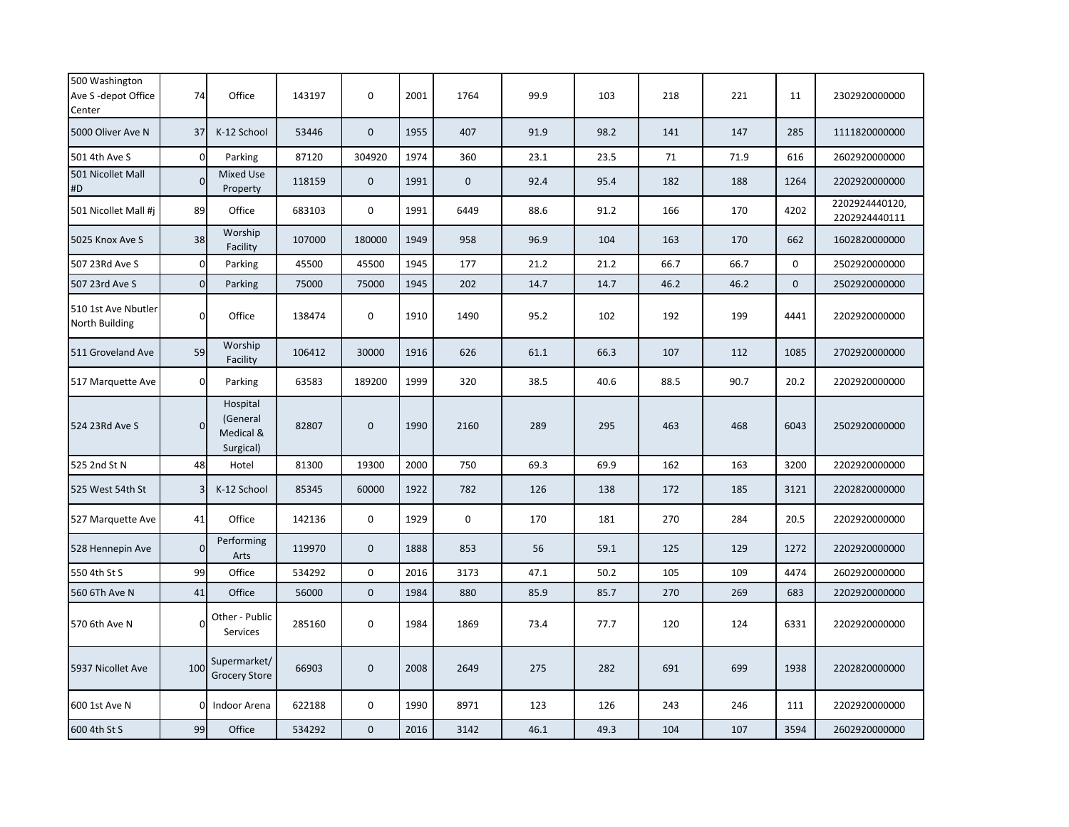| | | | | | | | | | | | | |
|---|---|---|---|---|---|---|---|---|---|---|---|---|
| 500 Washington Ave S -depot Office Center | 74 | Office | 143197 | 0 | 2001 | 1764 | 99.9 | 103 | 218 | 221 | 11 | 2302920000000 |
| 5000 Oliver Ave N | 37 | K-12 School | 53446 | 0 | 1955 | 407 | 91.9 | 98.2 | 141 | 147 | 285 | 1111820000000 |
| 501 4th Ave S | 0 | Parking | 87120 | 304920 | 1974 | 360 | 23.1 | 23.5 | 71 | 71.9 | 616 | 2602920000000 |
| 501 Nicollet Mall #D | 0 | Mixed Use Property | 118159 | 0 | 1991 | 0 | 92.4 | 95.4 | 182 | 188 | 1264 | 2202920000000 |
| 501 Nicollet Mall #j | 89 | Office | 683103 | 0 | 1991 | 6449 | 88.6 | 91.2 | 166 | 170 | 4202 | 2202924440120, 2202924440111 |
| 5025 Knox Ave S | 38 | Worship Facility | 107000 | 180000 | 1949 | 958 | 96.9 | 104 | 163 | 170 | 662 | 1602820000000 |
| 507 23Rd Ave S | 0 | Parking | 45500 | 45500 | 1945 | 177 | 21.2 | 21.2 | 66.7 | 66.7 | 0 | 2502920000000 |
| 507 23rd Ave S | 0 | Parking | 75000 | 75000 | 1945 | 202 | 14.7 | 14.7 | 46.2 | 46.2 | 0 | 2502920000000 |
| 510 1st Ave Nbutler North Building | 0 | Office | 138474 | 0 | 1910 | 1490 | 95.2 | 102 | 192 | 199 | 4441 | 2202920000000 |
| 511 Groveland Ave | 59 | Worship Facility | 106412 | 30000 | 1916 | 626 | 61.1 | 66.3 | 107 | 112 | 1085 | 2702920000000 |
| 517 Marquette Ave | 0 | Parking | 63583 | 189200 | 1999 | 320 | 38.5 | 40.6 | 88.5 | 90.7 | 20.2 | 2202920000000 |
| 524 23Rd Ave S | 0 | Hospital (General Medical & Surgical) | 82807 | 0 | 1990 | 2160 | 289 | 295 | 463 | 468 | 6043 | 2502920000000 |
| 525 2nd St N | 48 | Hotel | 81300 | 19300 | 2000 | 750 | 69.3 | 69.9 | 162 | 163 | 3200 | 2202920000000 |
| 525 West 54th St | 3 | K-12 School | 85345 | 60000 | 1922 | 782 | 126 | 138 | 172 | 185 | 3121 | 2202820000000 |
| 527 Marquette Ave | 41 | Office | 142136 | 0 | 1929 | 0 | 170 | 181 | 270 | 284 | 20.5 | 2202920000000 |
| 528 Hennepin Ave | 0 | Performing Arts | 119970 | 0 | 1888 | 853 | 56 | 59.1 | 125 | 129 | 1272 | 2202920000000 |
| 550 4th St S | 99 | Office | 534292 | 0 | 2016 | 3173 | 47.1 | 50.2 | 105 | 109 | 4474 | 2602920000000 |
| 560 6Th Ave N | 41 | Office | 56000 | 0 | 1984 | 880 | 85.9 | 85.7 | 270 | 269 | 683 | 2202920000000 |
| 570 6th Ave N | 0 | Other - Public Services | 285160 | 0 | 1984 | 1869 | 73.4 | 77.7 | 120 | 124 | 6331 | 2202920000000 |
| 5937 Nicollet Ave | 100 | Supermarket/ Grocery Store | 66903 | 0 | 2008 | 2649 | 275 | 282 | 691 | 699 | 1938 | 2202820000000 |
| 600 1st Ave N | 0 | Indoor Arena | 622188 | 0 | 1990 | 8971 | 123 | 126 | 243 | 246 | 111 | 2202920000000 |
| 600 4th St S | 99 | Office | 534292 | 0 | 2016 | 3142 | 46.1 | 49.3 | 104 | 107 | 3594 | 2602920000000 |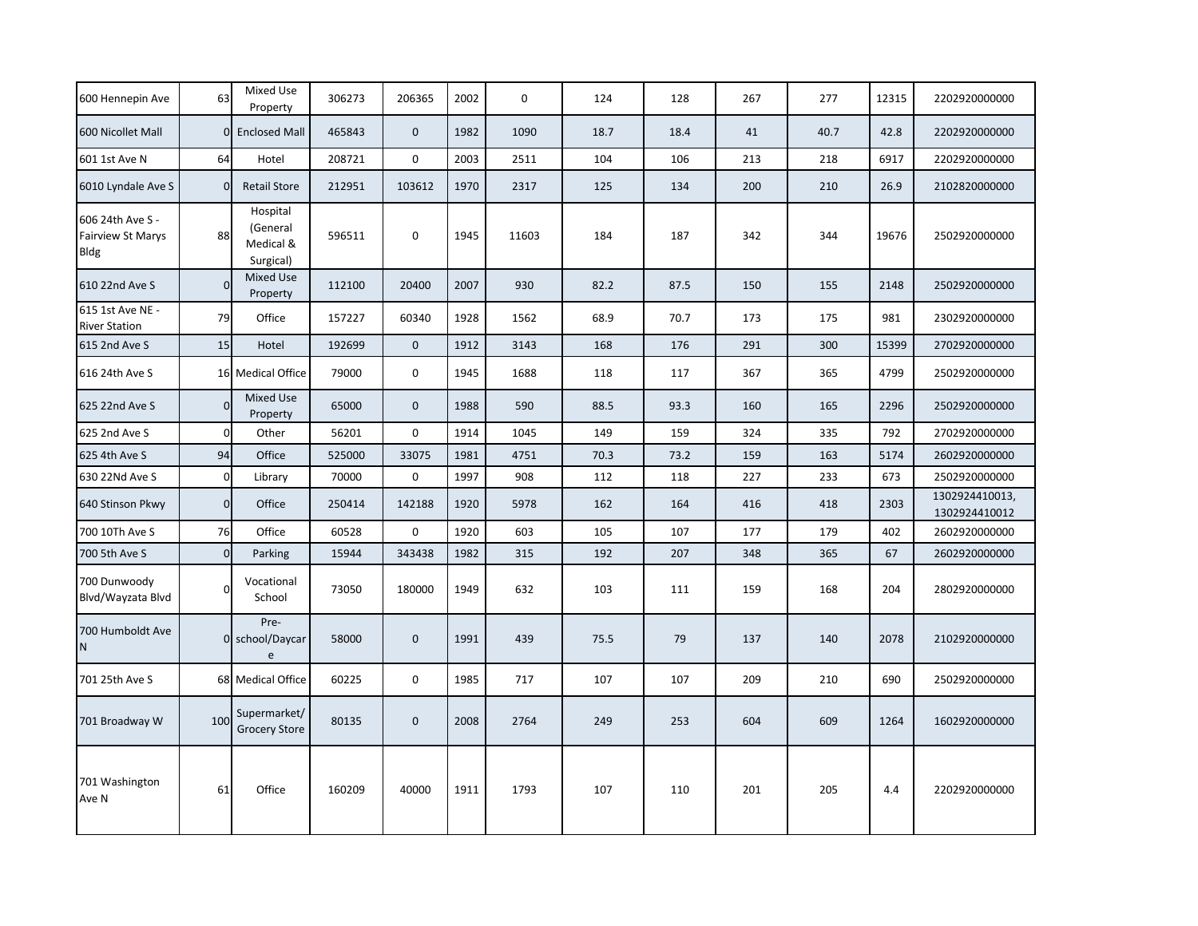| | | | | | | | | | | | | |
|---|---|---|---|---|---|---|---|---|---|---|---|---|
| 600 Hennepin Ave | 63 | Mixed Use Property | 306273 | 206365 | 2002 | 0 | 124 | 128 | 267 | 277 | 12315 | 2202920000000 |
| 600 Nicollet Mall | 0 | Enclosed Mall | 465843 | 0 | 1982 | 1090 | 18.7 | 18.4 | 41 | 40.7 | 42.8 | 2202920000000 |
| 601 1st Ave N | 64 | Hotel | 208721 | 0 | 2003 | 2511 | 104 | 106 | 213 | 218 | 6917 | 2202920000000 |
| 6010 Lyndale Ave S | 0 | Retail Store | 212951 | 103612 | 1970 | 2317 | 125 | 134 | 200 | 210 | 26.9 | 2102820000000 |
| 606 24th Ave S - Fairview St Marys Bldg | 88 | Hospital (General Medical & Surgical) | 596511 | 0 | 1945 | 11603 | 184 | 187 | 342 | 344 | 19676 | 2502920000000 |
| 610 22nd Ave S | 0 | Mixed Use Property | 112100 | 20400 | 2007 | 930 | 82.2 | 87.5 | 150 | 155 | 2148 | 2502920000000 |
| 615 1st Ave NE - River Station | 79 | Office | 157227 | 60340 | 1928 | 1562 | 68.9 | 70.7 | 173 | 175 | 981 | 2302920000000 |
| 615 2nd Ave S | 15 | Hotel | 192699 | 0 | 1912 | 3143 | 168 | 176 | 291 | 300 | 15399 | 2702920000000 |
| 616 24th Ave S | 16 | Medical Office | 79000 | 0 | 1945 | 1688 | 118 | 117 | 367 | 365 | 4799 | 2502920000000 |
| 625 22nd Ave S | 0 | Mixed Use Property | 65000 | 0 | 1988 | 590 | 88.5 | 93.3 | 160 | 165 | 2296 | 2502920000000 |
| 625 2nd Ave S | 0 | Other | 56201 | 0 | 1914 | 1045 | 149 | 159 | 324 | 335 | 792 | 2702920000000 |
| 625 4th Ave S | 94 | Office | 525000 | 33075 | 1981 | 4751 | 70.3 | 73.2 | 159 | 163 | 5174 | 2602920000000 |
| 630 22Nd Ave S | 0 | Library | 70000 | 0 | 1997 | 908 | 112 | 118 | 227 | 233 | 673 | 2502920000000 |
| 640 Stinson Pkwy | 0 | Office | 250414 | 142188 | 1920 | 5978 | 162 | 164 | 416 | 418 | 2303 | 1302924410013, 1302924410012 |
| 700 10Th Ave S | 76 | Office | 60528 | 0 | 1920 | 603 | 105 | 107 | 177 | 179 | 402 | 2602920000000 |
| 700 5th Ave S | 0 | Parking | 15944 | 343438 | 1982 | 315 | 192 | 207 | 348 | 365 | 67 | 2602920000000 |
| 700 Dunwoody Blvd/Wayzata Blvd | 0 | Vocational School | 73050 | 180000 | 1949 | 632 | 103 | 111 | 159 | 168 | 204 | 2802920000000 |
| 700 Humboldt Ave N | 0 | Pre-school/Daycare | 58000 | 0 | 1991 | 439 | 75.5 | 79 | 137 | 140 | 2078 | 2102920000000 |
| 701 25th Ave S | 68 | Medical Office | 60225 | 0 | 1985 | 717 | 107 | 107 | 209 | 210 | 690 | 2502920000000 |
| 701 Broadway W | 100 | Supermarket/Grocery Store | 80135 | 0 | 2008 | 2764 | 249 | 253 | 604 | 609 | 1264 | 1602920000000 |
| 701 Washington Ave N | 61 | Office | 160209 | 40000 | 1911 | 1793 | 107 | 110 | 201 | 205 | 4.4 | 2202920000000 |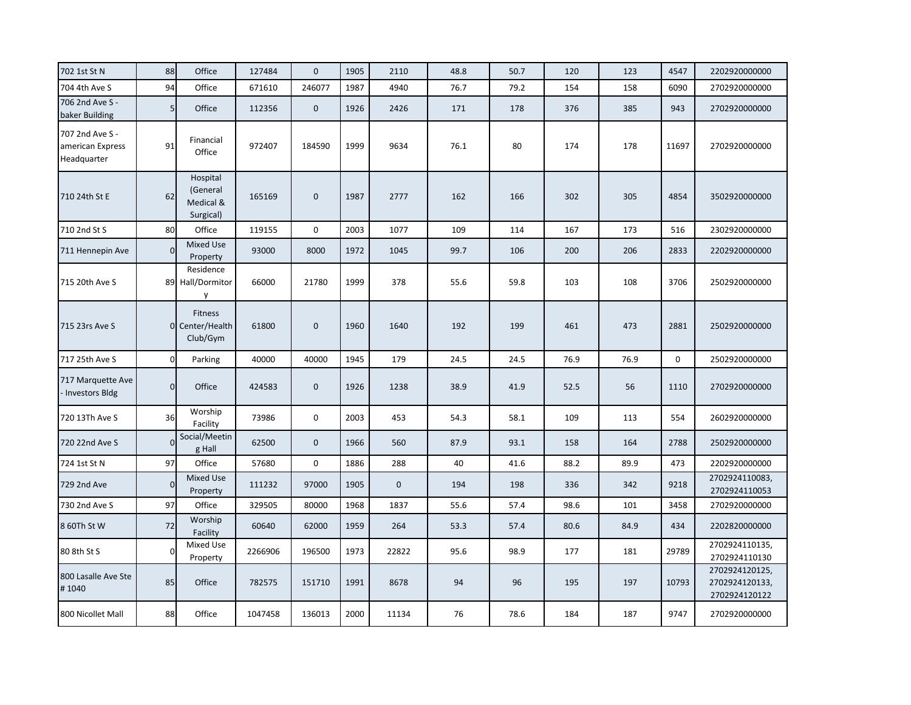| | | | | | | | | | | | | |
|---|---|---|---|---|---|---|---|---|---|---|---|---|
| 702 1st St N | 88 | Office | 127484 | 0 | 1905 | 2110 | 48.8 | 50.7 | 120 | 123 | 4547 | 2202920000000 |
| 704 4th Ave S | 94 | Office | 671610 | 246077 | 1987 | 4940 | 76.7 | 79.2 | 154 | 158 | 6090 | 2702920000000 |
| 706 2nd Ave S - baker Building | 5 | Office | 112356 | 0 | 1926 | 2426 | 171 | 178 | 376 | 385 | 943 | 2702920000000 |
| 707 2nd Ave S - american Express Headquarter | 91 | Financial Office | 972407 | 184590 | 1999 | 9634 | 76.1 | 80 | 174 | 178 | 11697 | 2702920000000 |
| 710 24th St E | 62 | Hospital (General Medical & Surgical) | 165169 | 0 | 1987 | 2777 | 162 | 166 | 302 | 305 | 4854 | 3502920000000 |
| 710 2nd St S | 80 | Office | 119155 | 0 | 2003 | 1077 | 109 | 114 | 167 | 173 | 516 | 2302920000000 |
| 711 Hennepin Ave | 0 | Mixed Use Property | 93000 | 8000 | 1972 | 1045 | 99.7 | 106 | 200 | 206 | 2833 | 2202920000000 |
| 715 20th Ave S | 89 | Residence Hall/Dormitory | 66000 | 21780 | 1999 | 378 | 55.6 | 59.8 | 103 | 108 | 3706 | 2502920000000 |
| 715 23rs Ave S | 0 | Fitness Center/Health Club/Gym | 61800 | 0 | 1960 | 1640 | 192 | 199 | 461 | 473 | 2881 | 2502920000000 |
| 717 25th Ave S | 0 | Parking | 40000 | 40000 | 1945 | 179 | 24.5 | 24.5 | 76.9 | 76.9 | 0 | 2502920000000 |
| 717 Marquette Ave - Investors Bldg | 0 | Office | 424583 | 0 | 1926 | 1238 | 38.9 | 41.9 | 52.5 | 56 | 1110 | 2702920000000 |
| 720 13Th Ave S | 36 | Worship Facility | 73986 | 0 | 2003 | 453 | 54.3 | 58.1 | 109 | 113 | 554 | 2602920000000 |
| 720 22nd Ave S | 0 | Social/Meeting Hall | 62500 | 0 | 1966 | 560 | 87.9 | 93.1 | 158 | 164 | 2788 | 2502920000000 |
| 724 1st St N | 97 | Office | 57680 | 0 | 1886 | 288 | 40 | 41.6 | 88.2 | 89.9 | 473 | 2202920000000 |
| 729 2nd Ave | 0 | Mixed Use Property | 111232 | 97000 | 1905 | 0 | 194 | 198 | 336 | 342 | 9218 | 2702924110083, 2702924110053 |
| 730 2nd Ave S | 97 | Office | 329505 | 80000 | 1968 | 1837 | 55.6 | 57.4 | 98.6 | 101 | 3458 | 2702920000000 |
| 8 60Th St W | 72 | Worship Facility | 60640 | 62000 | 1959 | 264 | 53.3 | 57.4 | 80.6 | 84.9 | 434 | 2202820000000 |
| 80 8th St S | 0 | Mixed Use Property | 2266906 | 196500 | 1973 | 22822 | 95.6 | 98.9 | 177 | 181 | 29789 | 2702924110135, 2702924110130 |
| 800 Lasalle Ave Ste # 1040 | 85 | Office | 782575 | 151710 | 1991 | 8678 | 94 | 96 | 195 | 197 | 10793 | 2702924120125, 2702924120133, 2702924120122 |
| 800 Nicollet Mall | 88 | Office | 1047458 | 136013 | 2000 | 11134 | 76 | 78.6 | 184 | 187 | 9747 | 2702920000000 |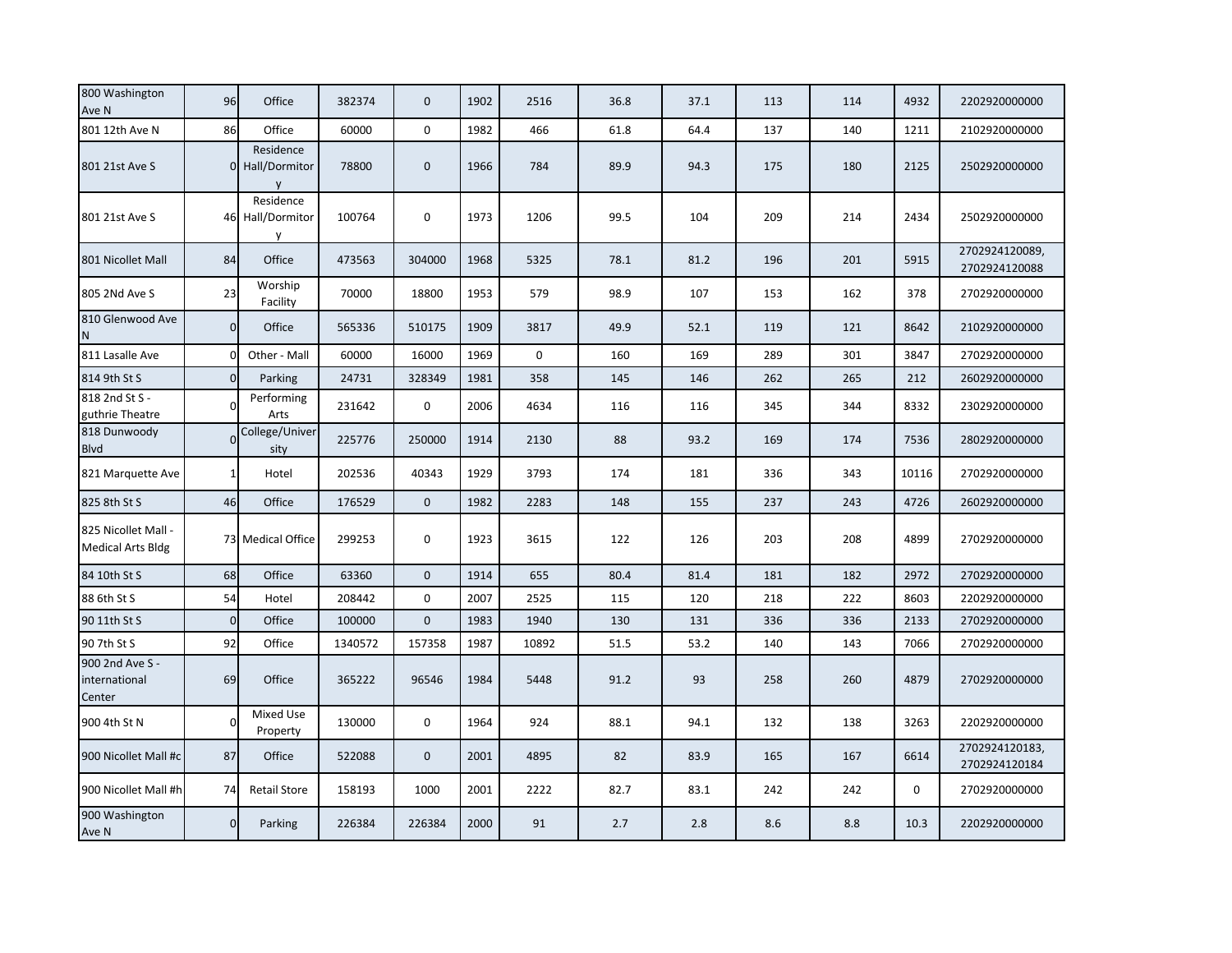| | | | | | | | | | | | | |
|---|---|---|---|---|---|---|---|---|---|---|---|---|
| 800 Washington Ave N | 96 | Office | 382374 | 0 | 1902 | 2516 | 36.8 | 37.1 | 113 | 114 | 4932 | 2202920000000 |
| 801 12th Ave N | 86 | Office | 60000 | 0 | 1982 | 466 | 61.8 | 64.4 | 137 | 140 | 1211 | 2102920000000 |
| 801 21st Ave S | 0 | Residence Hall/Dormitory | 78800 | 0 | 1966 | 784 | 89.9 | 94.3 | 175 | 180 | 2125 | 2502920000000 |
| 801 21st Ave S | 46 | Residence Hall/Dormitory | 100764 | 0 | 1973 | 1206 | 99.5 | 104 | 209 | 214 | 2434 | 2502920000000 |
| 801 Nicollet Mall | 84 | Office | 473563 | 304000 | 1968 | 5325 | 78.1 | 81.2 | 196 | 201 | 5915 | 2702924120089, 2702924120088 |
| 805 2Nd Ave S | 23 | Worship Facility | 70000 | 18800 | 1953 | 579 | 98.9 | 107 | 153 | 162 | 378 | 2702920000000 |
| 810 Glenwood Ave N | 0 | Office | 565336 | 510175 | 1909 | 3817 | 49.9 | 52.1 | 119 | 121 | 8642 | 2102920000000 |
| 811 Lasalle Ave | 0 | Other - Mall | 60000 | 16000 | 1969 | 0 | 160 | 169 | 289 | 301 | 3847 | 2702920000000 |
| 814 9th St S | 0 | Parking | 24731 | 328349 | 1981 | 358 | 145 | 146 | 262 | 265 | 212 | 2602920000000 |
| 818 2nd St S - guthrie Theatre | 0 | Performing Arts | 231642 | 0 | 2006 | 4634 | 116 | 116 | 345 | 344 | 8332 | 2302920000000 |
| 818 Dunwoody Blvd | 0 | College/University | 225776 | 250000 | 1914 | 2130 | 88 | 93.2 | 169 | 174 | 7536 | 2802920000000 |
| 821 Marquette Ave | 1 | Hotel | 202536 | 40343 | 1929 | 3793 | 174 | 181 | 336 | 343 | 10116 | 2702920000000 |
| 825 8th St S | 46 | Office | 176529 | 0 | 1982 | 2283 | 148 | 155 | 237 | 243 | 4726 | 2602920000000 |
| 825 Nicollet Mall - Medical Arts Bldg | 73 | Medical Office | 299253 | 0 | 1923 | 3615 | 122 | 126 | 203 | 208 | 4899 | 2702920000000 |
| 84 10th St S | 68 | Office | 63360 | 0 | 1914 | 655 | 80.4 | 81.4 | 181 | 182 | 2972 | 2702920000000 |
| 88 6th St S | 54 | Hotel | 208442 | 0 | 2007 | 2525 | 115 | 120 | 218 | 222 | 8603 | 2202920000000 |
| 90 11th St S | 0 | Office | 100000 | 0 | 1983 | 1940 | 130 | 131 | 336 | 336 | 2133 | 2702920000000 |
| 90 7th St S | 92 | Office | 1340572 | 157358 | 1987 | 10892 | 51.5 | 53.2 | 140 | 143 | 7066 | 2702920000000 |
| 900 2nd Ave S - international Center | 69 | Office | 365222 | 96546 | 1984 | 5448 | 91.2 | 93 | 258 | 260 | 4879 | 2702920000000 |
| 900 4th St N | 0 | Mixed Use Property | 130000 | 0 | 1964 | 924 | 88.1 | 94.1 | 132 | 138 | 3263 | 2202920000000 |
| 900 Nicollet Mall #c | 87 | Office | 522088 | 0 | 2001 | 4895 | 82 | 83.9 | 165 | 167 | 6614 | 2702924120183, 2702924120184 |
| 900 Nicollet Mall #h | 74 | Retail Store | 158193 | 1000 | 2001 | 2222 | 82.7 | 83.1 | 242 | 242 | 0 | 2702920000000 |
| 900 Washington Ave N | 0 | Parking | 226384 | 226384 | 2000 | 91 | 2.7 | 2.8 | 8.6 | 8.8 | 10.3 | 2202920000000 |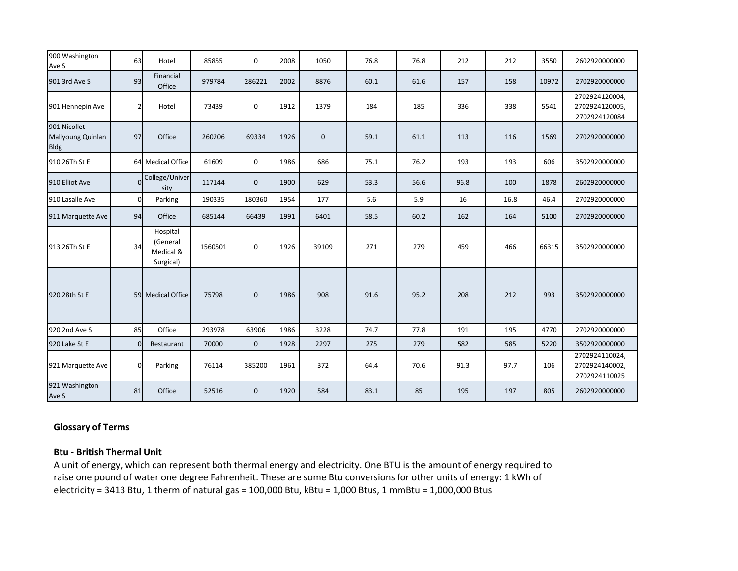| | | | | | | | | | | | | |
|---|---|---|---|---|---|---|---|---|---|---|---|---|
| 900 Washington Ave S | 63 | Hotel | 85855 | 0 | 2008 | 1050 | 76.8 | 76.8 | 212 | 212 | 3550 | 2602920000000 |
| 901 3rd Ave S | 93 | Financial Office | 979784 | 286221 | 2002 | 8876 | 60.1 | 61.6 | 157 | 158 | 10972 | 2702920000000 |
| 901 Hennepin Ave | 2 | Hotel | 73439 | 0 | 1912 | 1379 | 184 | 185 | 336 | 338 | 5541 | 2702924120004, 2702924120005, 2702924120084 |
| 901 Nicollet Mallyoung Quinlan Bldg | 97 | Office | 260206 | 69334 | 1926 | 0 | 59.1 | 61.1 | 113 | 116 | 1569 | 2702920000000 |
| 910 26Th St E | 64 | Medical Office | 61609 | 0 | 1986 | 686 | 75.1 | 76.2 | 193 | 193 | 606 | 3502920000000 |
| 910 Elliot Ave | 0 | College/University | 117144 | 0 | 1900 | 629 | 53.3 | 56.6 | 96.8 | 100 | 1878 | 2602920000000 |
| 910 Lasalle Ave | 0 | Parking | 190335 | 180360 | 1954 | 177 | 5.6 | 5.9 | 16 | 16.8 | 46.4 | 2702920000000 |
| 911 Marquette Ave | 94 | Office | 685144 | 66439 | 1991 | 6401 | 58.5 | 60.2 | 162 | 164 | 5100 | 2702920000000 |
| 913 26Th St E | 34 | Hospital (General Medical & Surgical) | 1560501 | 0 | 1926 | 39109 | 271 | 279 | 459 | 466 | 66315 | 3502920000000 |
| 920 28th St E | 59 | Medical Office | 75798 | 0 | 1986 | 908 | 91.6 | 95.2 | 208 | 212 | 993 | 3502920000000 |
| 920 2nd Ave S | 85 | Office | 293978 | 63906 | 1986 | 3228 | 74.7 | 77.8 | 191 | 195 | 4770 | 2702920000000 |
| 920 Lake St E | 0 | Restaurant | 70000 | 0 | 1928 | 2297 | 275 | 279 | 582 | 585 | 5220 | 3502920000000 |
| 921 Marquette Ave | 0 | Parking | 76114 | 385200 | 1961 | 372 | 64.4 | 70.6 | 91.3 | 97.7 | 106 | 2702924110024, 2702924140002, 2702924110025 |
| 921 Washington Ave S | 81 | Office | 52516 | 0 | 1920 | 584 | 83.1 | 85 | 195 | 197 | 805 | 2602920000000 |

## Glossary of Terms

### Btu - British Thermal Unit

A unit of energy, which can represent both thermal energy and electricity. One BTU is the amount of energy required to raise one pound of water one degree Fahrenheit. These are some Btu conversions for other units of energy: 1 kWh of electricity = 3413 Btu, 1 therm of natural gas = 100,000 Btu, kBtu = 1,000 Btus, 1 mmBtu = 1,000,000 Btus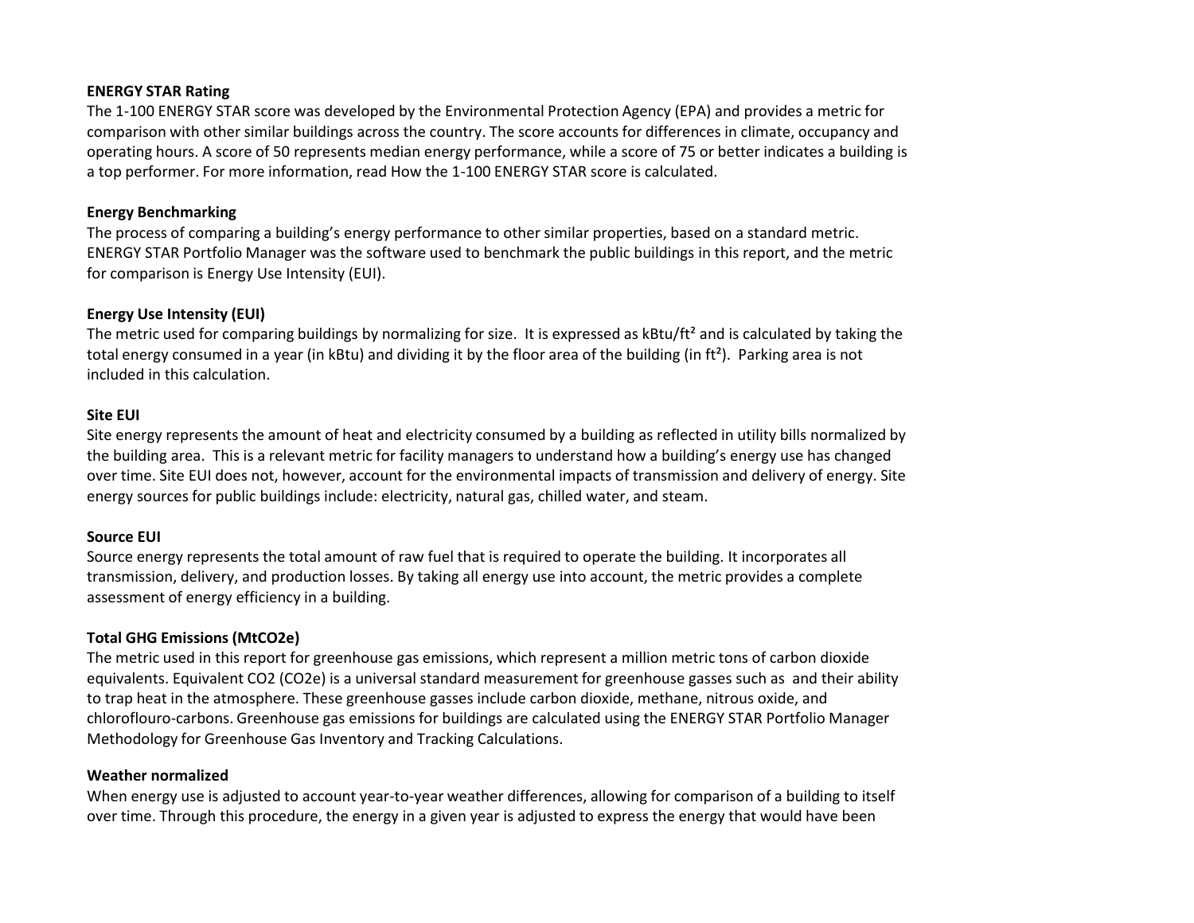**ENERGY STAR Rating**

The 1-100 ENERGY STAR score was developed by the Environmental Protection Agency (EPA) and provides a metric for comparison with other similar buildings across the country. The score accounts for differences in climate, occupancy and operating hours. A score of 50 represents median energy performance, while a score of 75 or better indicates a building is a top performer. For more information, read How the 1-100 ENERGY STAR score is calculated.

**Energy Benchmarking**

The process of comparing a building's energy performance to other similar properties, based on a standard metric. ENERGY STAR Portfolio Manager was the software used to benchmark the public buildings in this report, and the metric for comparison is Energy Use Intensity (EUI).

**Energy Use Intensity (EUI)**

The metric used for comparing buildings by normalizing for size. It is expressed as kBtu/ft² and is calculated by taking the total energy consumed in a year (in kBtu) and dividing it by the floor area of the building (in ft²). Parking area is not included in this calculation.

**Site EUI**

Site energy represents the amount of heat and electricity consumed by a building as reflected in utility bills normalized by the building area. This is a relevant metric for facility managers to understand how a building's energy use has changed over time. Site EUI does not, however, account for the environmental impacts of transmission and delivery of energy. Site energy sources for public buildings include: electricity, natural gas, chilled water, and steam.

**Source EUI**

Source energy represents the total amount of raw fuel that is required to operate the building. It incorporates all transmission, delivery, and production losses. By taking all energy use into account, the metric provides a complete assessment of energy efficiency in a building.

**Total GHG Emissions (MtCO2e)**

The metric used in this report for greenhouse gas emissions, which represent a million metric tons of carbon dioxide equivalents. Equivalent CO2 (CO2e) is a universal standard measurement for greenhouse gasses such as and their ability to trap heat in the atmosphere. These greenhouse gasses include carbon dioxide, methane, nitrous oxide, and chloroflouro-carbons. Greenhouse gas emissions for buildings are calculated using the ENERGY STAR Portfolio Manager Methodology for Greenhouse Gas Inventory and Tracking Calculations.

**Weather normalized**

When energy use is adjusted to account year-to-year weather differences, allowing for comparison of a building to itself over time. Through this procedure, the energy in a given year is adjusted to express the energy that would have been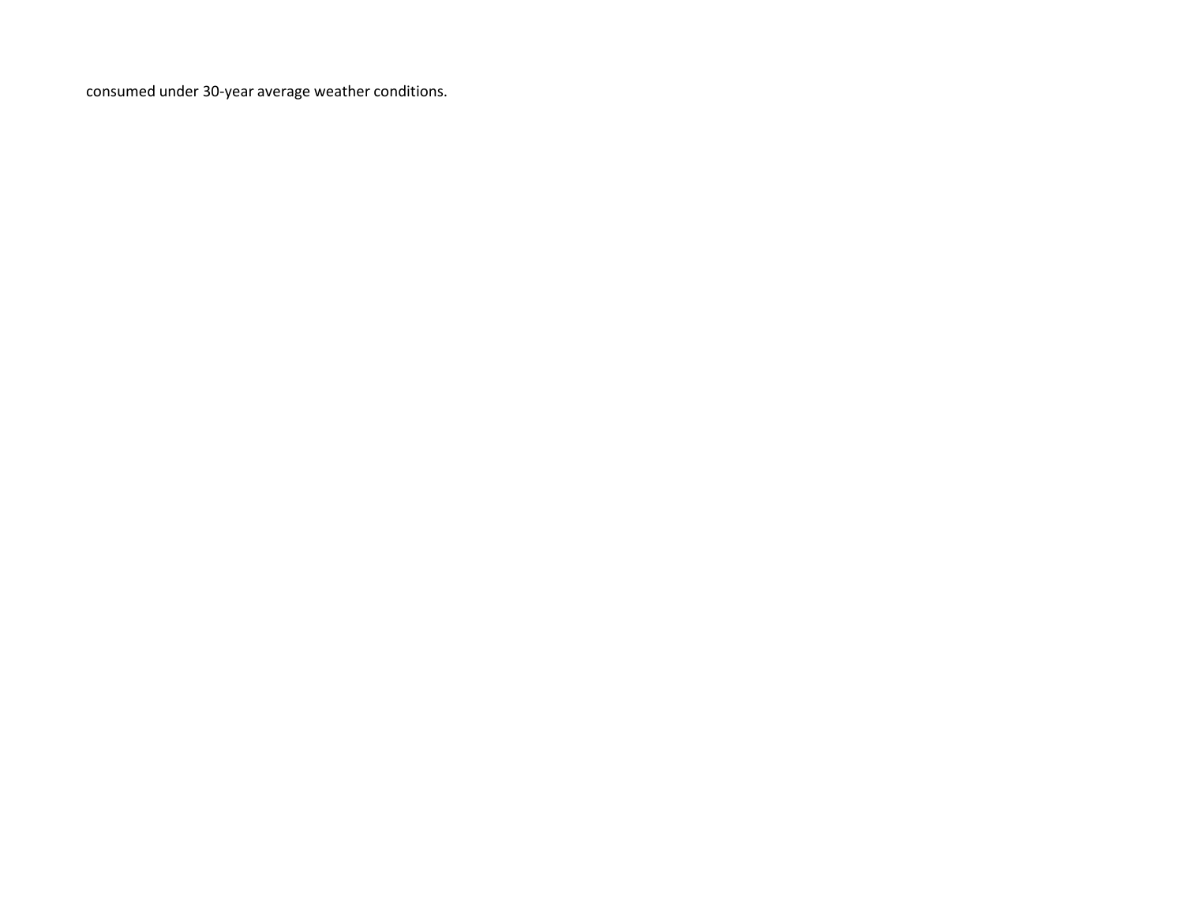consumed under 30-year average weather conditions.